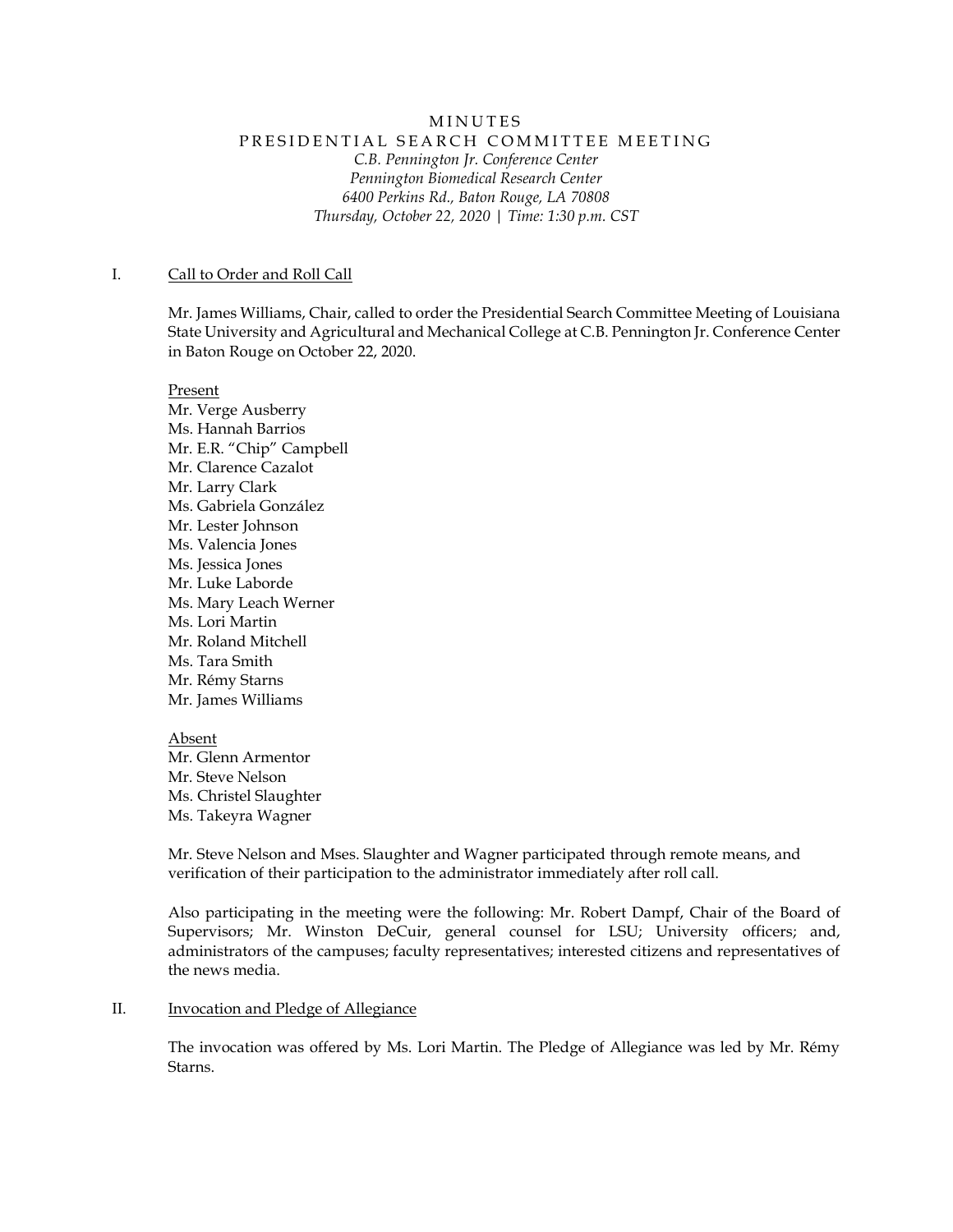# MINUTES

## PRESIDENTIAL SEARCH COMMITTEE MEETING

*C.B. Pennington Jr. Conference Center*
*Pennington Biomedical Research Center*
*6400 Perkins Rd., Baton Rouge, LA 70808*
*Thursday, October 22, 2020 | Time: 1:30 p.m. CST*

### I. Call to Order and Roll Call

Mr. James Williams, Chair, called to order the Presidential Search Committee Meeting of Louisiana State University and Agricultural and Mechanical College at C.B. Pennington Jr. Conference Center in Baton Rouge on October 22, 2020.

Present

Mr. Verge Ausberry
Ms. Hannah Barrios
Mr. E.R. "Chip" Campbell
Mr. Clarence Cazalot
Mr. Larry Clark
Ms. Gabriela González
Mr. Lester Johnson
Ms. Valencia Jones
Ms. Jessica Jones
Mr. Luke Laborde
Ms. Mary Leach Werner
Ms. Lori Martin
Mr. Roland Mitchell
Ms. Tara Smith
Mr. Rémy Starns
Mr. James Williams

Absent

Mr. Glenn Armentor
Mr. Steve Nelson
Ms. Christel Slaughter
Ms. Takeyra Wagner

Mr. Steve Nelson and Mses. Slaughter and Wagner participated through remote means, and verification of their participation to the administrator immediately after roll call.

Also participating in the meeting were the following: Mr. Robert Dampf, Chair of the Board of Supervisors; Mr. Winston DeCuir, general counsel for LSU; University officers; and, administrators of the campuses; faculty representatives; interested citizens and representatives of the news media.

### II. Invocation and Pledge of Allegiance

The invocation was offered by Ms. Lori Martin. The Pledge of Allegiance was led by Mr. Rémy Starns.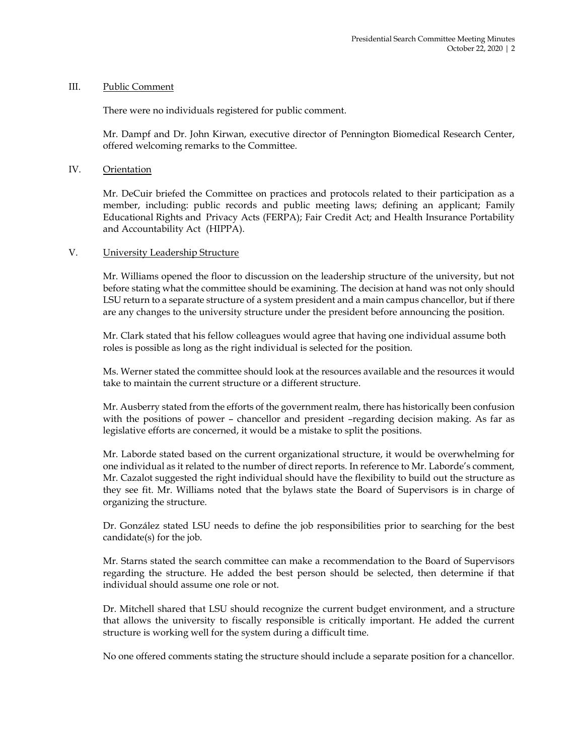## III. Public Comment

There were no individuals registered for public comment.

Mr. Dampf and Dr. John Kirwan, executive director of Pennington Biomedical Research Center, offered welcoming remarks to the Committee.

## IV. Orientation

Mr. DeCuir briefed the Committee on practices and protocols related to their participation as a member, including: public records and public meeting laws; defining an applicant; Family Educational Rights and Privacy Acts (FERPA); Fair Credit Act; and Health Insurance Portability and Accountability Act (HIPPA).

## V. University Leadership Structure

Mr. Williams opened the floor to discussion on the leadership structure of the university, but not before stating what the committee should be examining. The decision at hand was not only should LSU return to a separate structure of a system president and a main campus chancellor, but if there are any changes to the university structure under the president before announcing the position.

Mr. Clark stated that his fellow colleagues would agree that having one individual assume both roles is possible as long as the right individual is selected for the position.

Ms. Werner stated the committee should look at the resources available and the resources it would take to maintain the current structure or a different structure.

Mr. Ausberry stated from the efforts of the government realm, there has historically been confusion with the positions of power – chancellor and president –regarding decision making. As far as legislative efforts are concerned, it would be a mistake to split the positions.

Mr. Laborde stated based on the current organizational structure, it would be overwhelming for one individual as it related to the number of direct reports. In reference to Mr. Laborde's comment, Mr. Cazalot suggested the right individual should have the flexibility to build out the structure as they see fit. Mr. Williams noted that the bylaws state the Board of Supervisors is in charge of organizing the structure.

Dr. González stated LSU needs to define the job responsibilities prior to searching for the best candidate(s) for the job.

Mr. Starns stated the search committee can make a recommendation to the Board of Supervisors regarding the structure. He added the best person should be selected, then determine if that individual should assume one role or not.

Dr. Mitchell shared that LSU should recognize the current budget environment, and a structure that allows the university to fiscally responsible is critically important. He added the current structure is working well for the system during a difficult time.

No one offered comments stating the structure should include a separate position for a chancellor.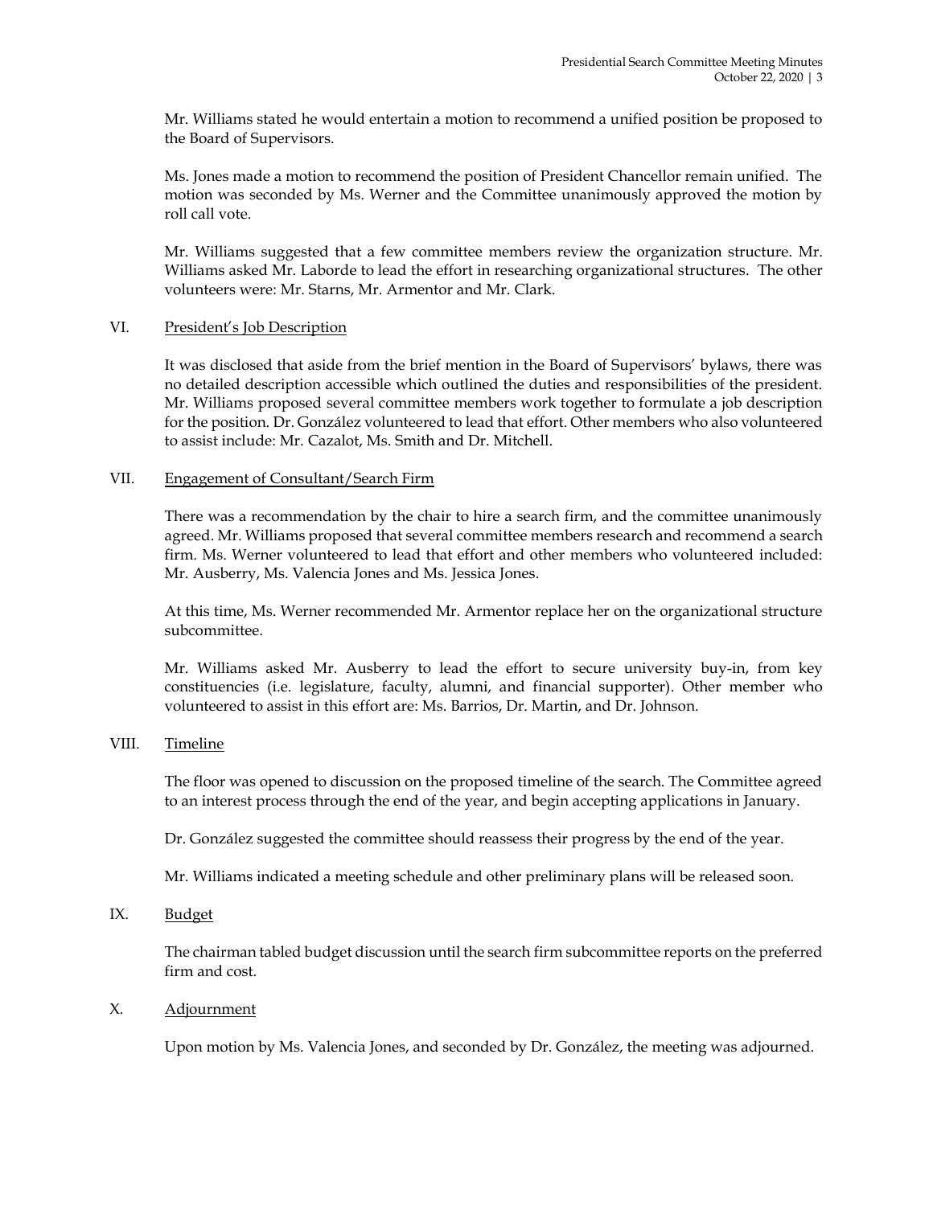Mr. Williams stated he would entertain a motion to recommend a unified position be proposed to the Board of Supervisors.

Ms. Jones made a motion to recommend the position of President Chancellor remain unified. The motion was seconded by Ms. Werner and the Committee unanimously approved the motion by roll call vote.

Mr. Williams suggested that a few committee members review the organization structure. Mr. Williams asked Mr. Laborde to lead the effort in researching organizational structures. The other volunteers were: Mr. Starns, Mr. Armentor and Mr. Clark.

## VI. President's Job Description

It was disclosed that aside from the brief mention in the Board of Supervisors' bylaws, there was no detailed description accessible which outlined the duties and responsibilities of the president. Mr. Williams proposed several committee members work together to formulate a job description for the position. Dr. González volunteered to lead that effort. Other members who also volunteered to assist include: Mr. Cazalot, Ms. Smith and Dr. Mitchell.

## VII. Engagement of Consultant/Search Firm

There was a recommendation by the chair to hire a search firm, and the committee unanimously agreed. Mr. Williams proposed that several committee members research and recommend a search firm. Ms. Werner volunteered to lead that effort and other members who volunteered included: Mr. Ausberry, Ms. Valencia Jones and Ms. Jessica Jones.

At this time, Ms. Werner recommended Mr. Armentor replace her on the organizational structure subcommittee.

Mr. Williams asked Mr. Ausberry to lead the effort to secure university buy-in, from key constituencies (i.e. legislature, faculty, alumni, and financial supporter). Other member who volunteered to assist in this effort are: Ms. Barrios, Dr. Martin, and Dr. Johnson.

## VIII. Timeline

The floor was opened to discussion on the proposed timeline of the search. The Committee agreed to an interest process through the end of the year, and begin accepting applications in January.

Dr. González suggested the committee should reassess their progress by the end of the year.

Mr. Williams indicated a meeting schedule and other preliminary plans will be released soon.

## IX. Budget

The chairman tabled budget discussion until the search firm subcommittee reports on the preferred firm and cost.

## X. Adjournment

Upon motion by Ms. Valencia Jones, and seconded by Dr. González, the meeting was adjourned.